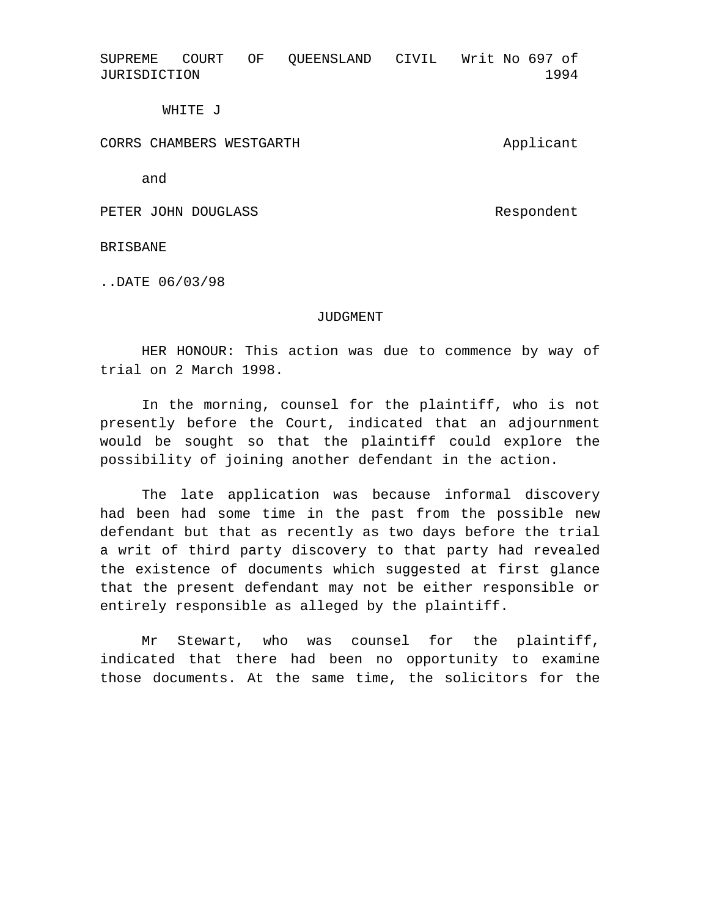SUPREME COURT OF QUEENSLAND CIVIL JURISDICTION | Writ No 697 of 1994

WHITE J

CORRS CHAMBERS WESTGARTH | Applicant

and

PETER JOHN DOUGLASS | Respondent

BRISBANE

..DATE 06/03/98

JUDGMENT

HER HONOUR: This action was due to commence by way of trial on 2 March 1998.

In the morning, counsel for the plaintiff, who is not presently before the Court, indicated that an adjournment would be sought so that the plaintiff could explore the possibility of joining another defendant in the action.

The late application was because informal discovery had been had some time in the past from the possible new defendant but that as recently as two days before the trial a writ of third party discovery to that party had revealed the existence of documents which suggested at first glance that the present defendant may not be either responsible or entirely responsible as alleged by the plaintiff.

Mr Stewart, who was counsel for the plaintiff, indicated that there had been no opportunity to examine those documents. At the same time, the solicitors for the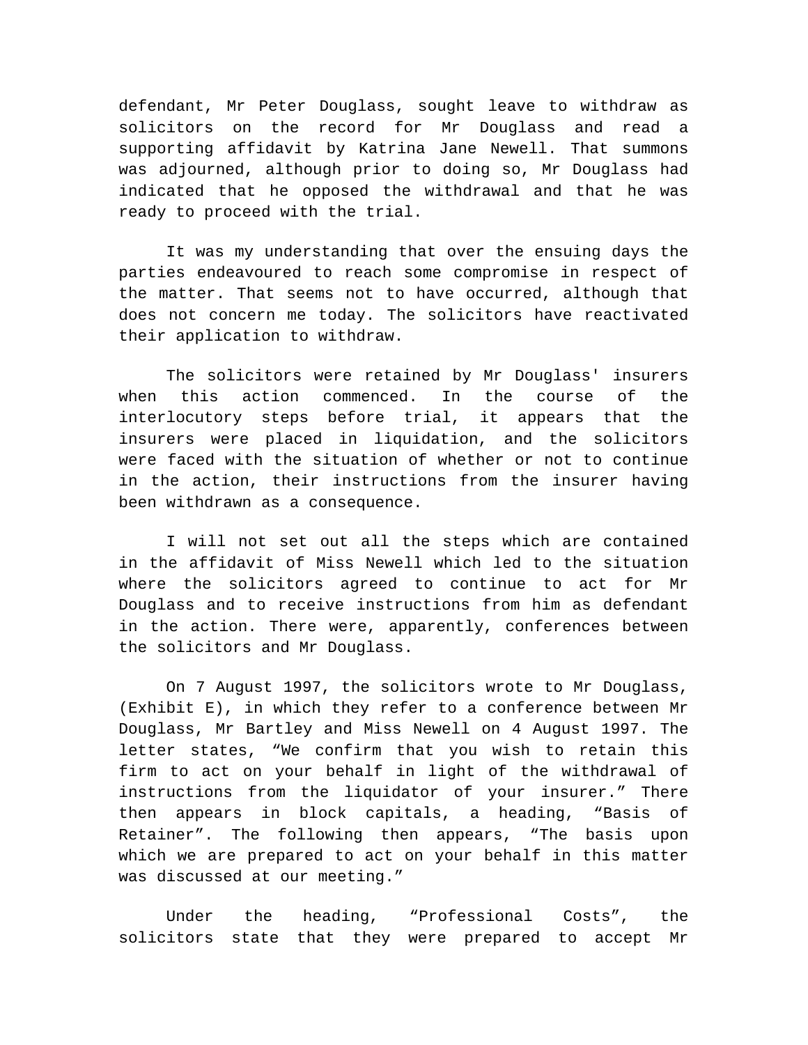defendant, Mr Peter Douglass, sought leave to withdraw as solicitors on the record for Mr Douglass and read a supporting affidavit by Katrina Jane Newell. That summons was adjourned, although prior to doing so, Mr Douglass had indicated that he opposed the withdrawal and that he was ready to proceed with the trial.

It was my understanding that over the ensuing days the parties endeavoured to reach some compromise in respect of the matter. That seems not to have occurred, although that does not concern me today. The solicitors have reactivated their application to withdraw.

The solicitors were retained by Mr Douglass' insurers when this action commenced. In the course of the interlocutory steps before trial, it appears that the insurers were placed in liquidation, and the solicitors were faced with the situation of whether or not to continue in the action, their instructions from the insurer having been withdrawn as a consequence.

I will not set out all the steps which are contained in the affidavit of Miss Newell which led to the situation where the solicitors agreed to continue to act for Mr Douglass and to receive instructions from him as defendant in the action. There were, apparently, conferences between the solicitors and Mr Douglass.

On 7 August 1997, the solicitors wrote to Mr Douglass, (Exhibit E), in which they refer to a conference between Mr Douglass, Mr Bartley and Miss Newell on 4 August 1997. The letter states, "We confirm that you wish to retain this firm to act on your behalf in light of the withdrawal of instructions from the liquidator of your insurer." There then appears in block capitals, a heading, "Basis of Retainer". The following then appears, "The basis upon which we are prepared to act on your behalf in this matter was discussed at our meeting."

Under the heading, "Professional Costs", the solicitors state that they were prepared to accept Mr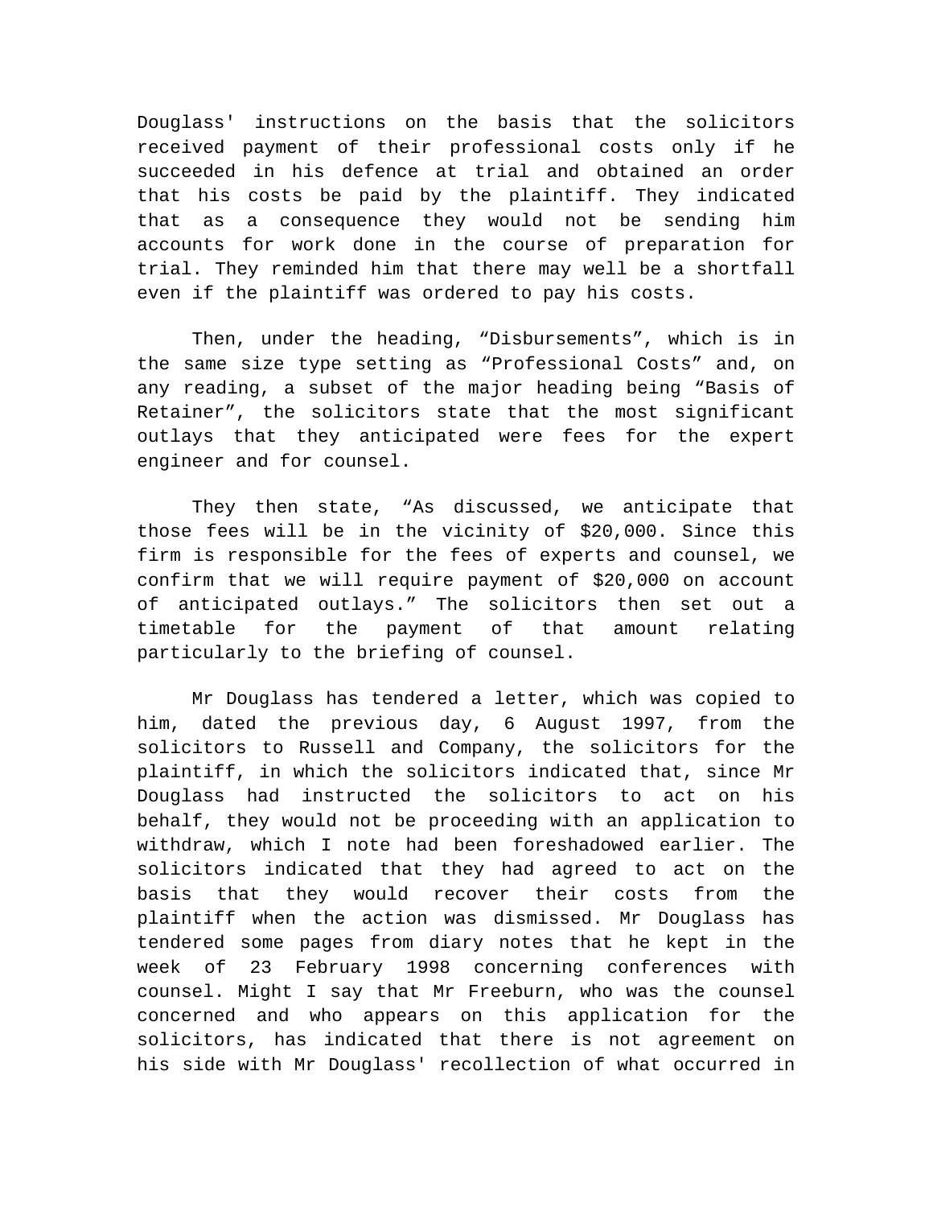Douglass' instructions on the basis that the solicitors received payment of their professional costs only if he succeeded in his defence at trial and obtained an order that his costs be paid by the plaintiff. They indicated that as a consequence they would not be sending him accounts for work done in the course of preparation for trial. They reminded him that there may well be a shortfall even if the plaintiff was ordered to pay his costs.

Then, under the heading, “Disbursements”, which is in the same size type setting as “Professional Costs” and, on any reading, a subset of the major heading being “Basis of Retainer”, the solicitors state that the most significant outlays that they anticipated were fees for the expert engineer and for counsel.

They then state, “As discussed, we anticipate that those fees will be in the vicinity of $20,000. Since this firm is responsible for the fees of experts and counsel, we confirm that we will require payment of $20,000 on account of anticipated outlays.” The solicitors then set out a timetable for the payment of that amount relating particularly to the briefing of counsel.

Mr Douglass has tendered a letter, which was copied to him, dated the previous day, 6 August 1997, from the solicitors to Russell and Company, the solicitors for the plaintiff, in which the solicitors indicated that, since Mr Douglass had instructed the solicitors to act on his behalf, they would not be proceeding with an application to withdraw, which I note had been foreshadowed earlier. The solicitors indicated that they had agreed to act on the basis that they would recover their costs from the plaintiff when the action was dismissed. Mr Douglass has tendered some pages from diary notes that he kept in the week of 23 February 1998 concerning conferences with counsel. Might I say that Mr Freeburn, who was the counsel concerned and who appears on this application for the solicitors, has indicated that there is not agreement on his side with Mr Douglass' recollection of what occurred in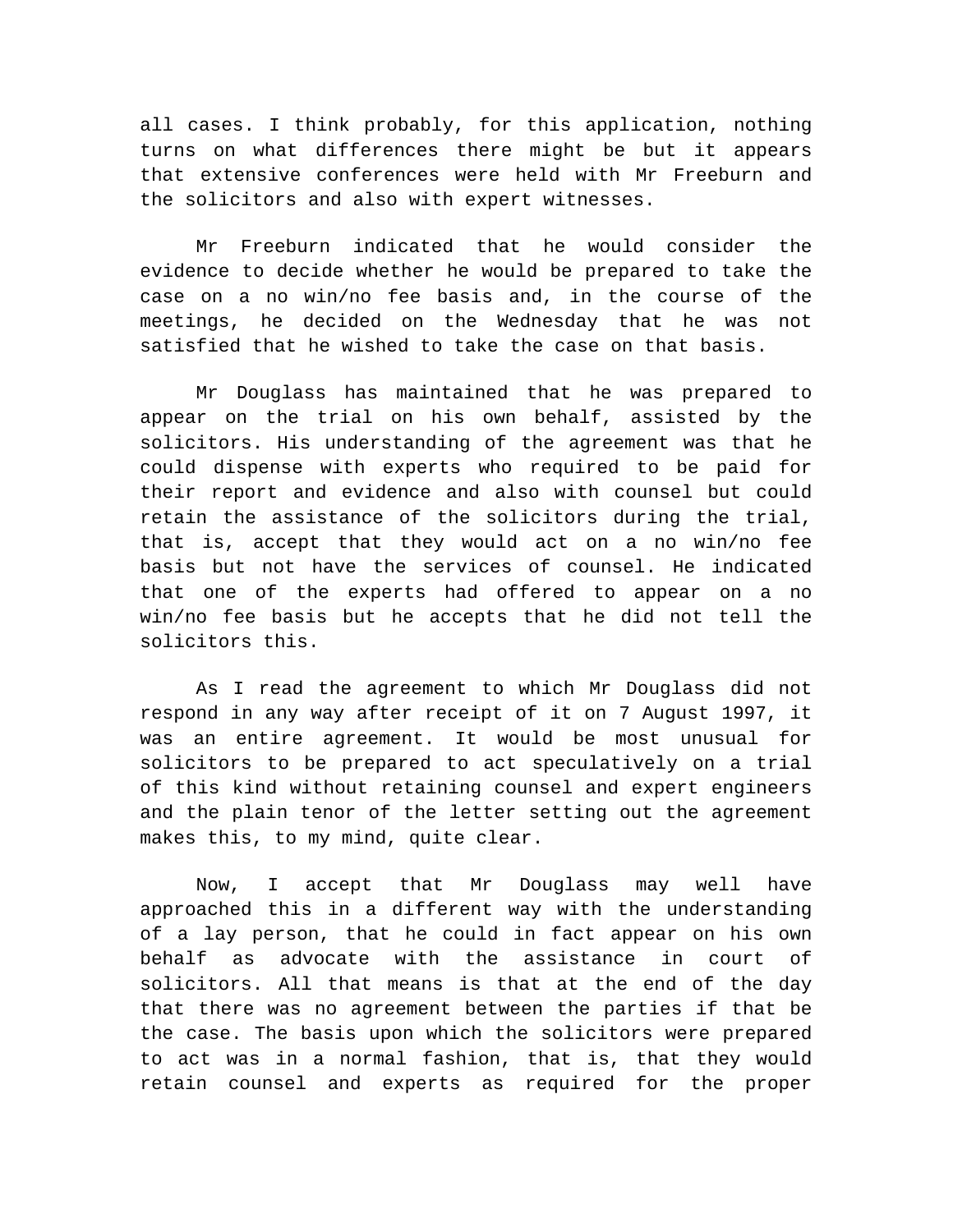all cases. I think probably, for this application, nothing turns on what differences there might be but it appears that extensive conferences were held with Mr Freeburn and the solicitors and also with expert witnesses.

Mr Freeburn indicated that he would consider the evidence to decide whether he would be prepared to take the case on a no win/no fee basis and, in the course of the meetings, he decided on the Wednesday that he was not satisfied that he wished to take the case on that basis.

Mr Douglass has maintained that he was prepared to appear on the trial on his own behalf, assisted by the solicitors. His understanding of the agreement was that he could dispense with experts who required to be paid for their report and evidence and also with counsel but could retain the assistance of the solicitors during the trial, that is, accept that they would act on a no win/no fee basis but not have the services of counsel. He indicated that one of the experts had offered to appear on a no win/no fee basis but he accepts that he did not tell the solicitors this.

As I read the agreement to which Mr Douglass did not respond in any way after receipt of it on 7 August 1997, it was an entire agreement. It would be most unusual for solicitors to be prepared to act speculatively on a trial of this kind without retaining counsel and expert engineers and the plain tenor of the letter setting out the agreement makes this, to my mind, quite clear.

Now, I accept that Mr Douglass may well have approached this in a different way with the understanding of a lay person, that he could in fact appear on his own behalf as advocate with the assistance in court of solicitors. All that means is that at the end of the day that there was no agreement between the parties if that be the case. The basis upon which the solicitors were prepared to act was in a normal fashion, that is, that they would retain counsel and experts as required for the proper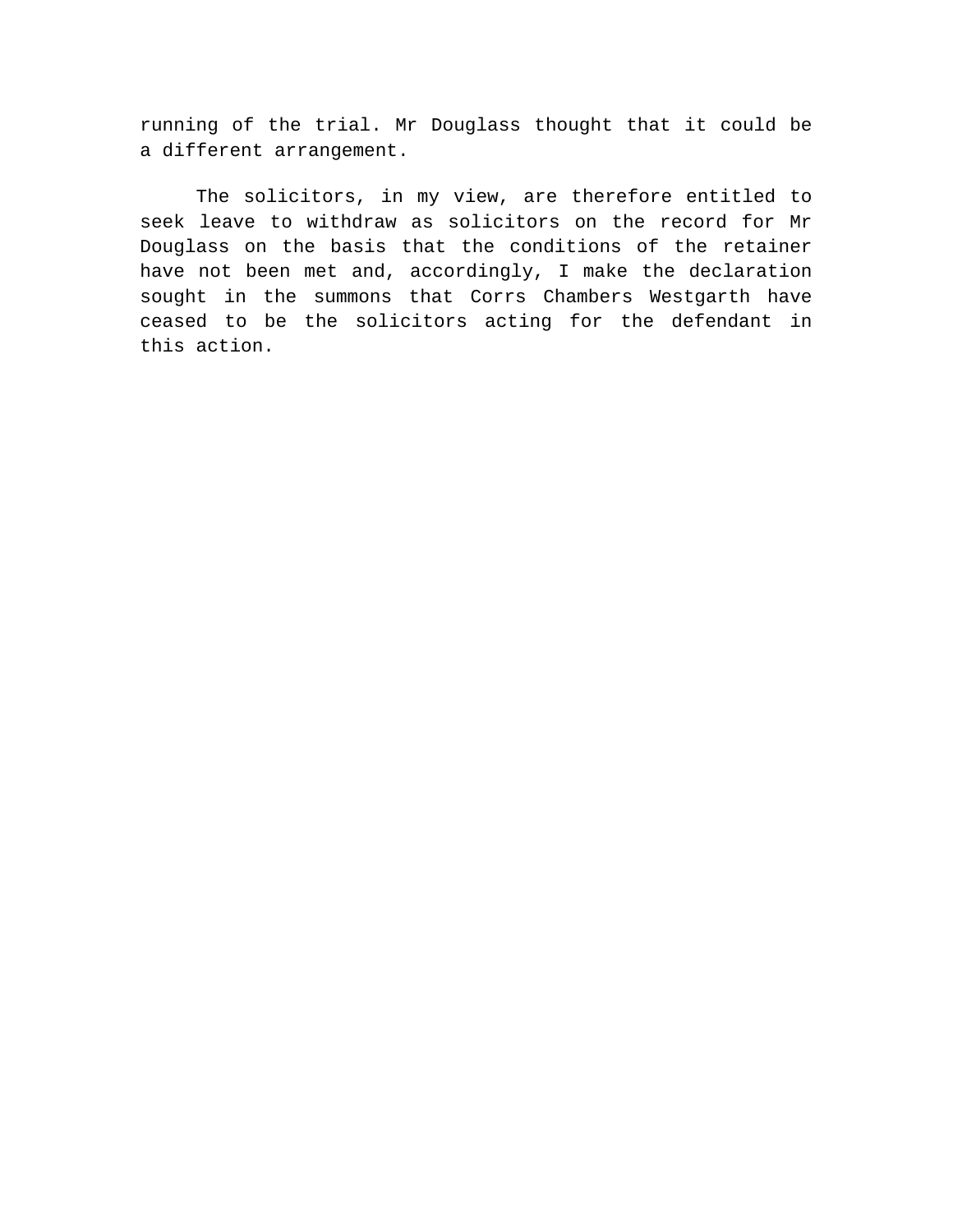running of the trial. Mr Douglass thought that it could be a different arrangement.

The solicitors, in my view, are therefore entitled to seek leave to withdraw as solicitors on the record for Mr Douglass on the basis that the conditions of the retainer have not been met and, accordingly, I make the declaration sought in the summons that Corrs Chambers Westgarth have ceased to be the solicitors acting for the defendant in this action.